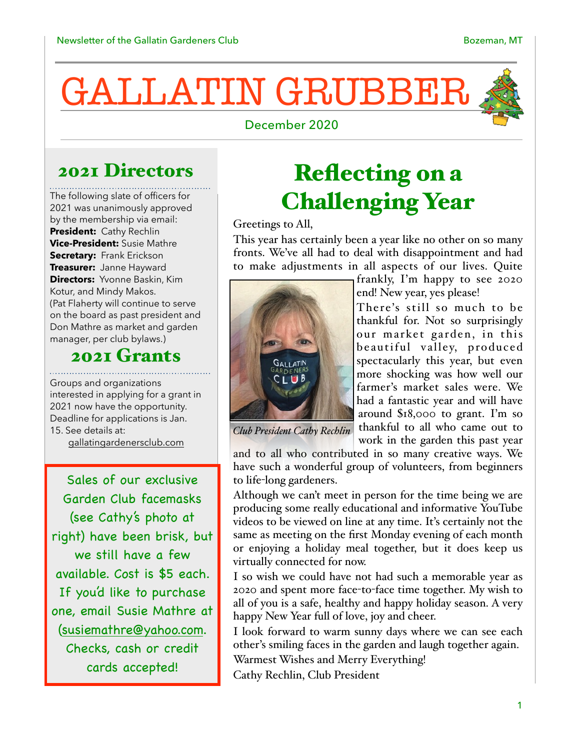# GALLATIN GRUBBER

December 2020

## 2021 Directors

The following slate of officers for 2021 was unanimously approved by the membership via email:
**President:** Cathy Rechlin
**Vice-President:** Susie Mathre
**Secretary:** Frank Erickson
**Treasurer:** Janne Hayward
**Directors:** Yvonne Baskin, Kim Kotur, and Mindy Makos.
(Pat Flaherty will continue to serve on the board as past president and Don Mathre as market and garden manager, per club bylaws.)

## 2021 Grants

Groups and organizations interested in applying for a grant in 2021 now have the opportunity. Deadline for applications is Jan. 15. See details at:
gallatingardenersclub.com

Sales of our exclusive Garden Club facemasks (see Cathy's photo at right) have been brisk, but we still have a few available. Cost is $5 each. If you'd like to purchase one, email Susie Mathre at (susiemathre@yahoo.com. Checks, cash or credit cards accepted!

## Reflecting on a Challenging Year

Greetings to All,

This year has certainly been a year like no other on so many fronts. We've all had to deal with disappointment and had to make adjustments in all aspects of our lives. Quite frankly, I'm happy to see 2020 end! New year, yes please!

*Club President Cathy Rechlin*

There's still so much to be thankful for. Not so surprisingly our market garden, in this beautiful valley, produced spectacularly this year, but even more shocking was how well our farmer's market sales were. We had a fantastic year and will have around $18,000 to grant. I'm so thankful to all who came out to work in the garden this past year and to all who contributed in so many creative ways. We have such a wonderful group of volunteers, from beginners to life-long gardeners.

Although we can't meet in person for the time being we are producing some really educational and informative YouTube videos to be viewed on line at any time. It's certainly not the same as meeting on the first Monday evening of each month or enjoying a holiday meal together, but it does keep us virtually connected for now.

I so wish we could have not had such a memorable year as 2020 and spent more face-to-face time together. My wish to all of you is a safe, healthy and happy holiday season. A very happy New Year full of love, joy and cheer.

I look forward to warm sunny days where we can see each other's smiling faces in the garden and laugh together again.

Warmest Wishes and Merry Everything!

Cathy Rechlin, Club President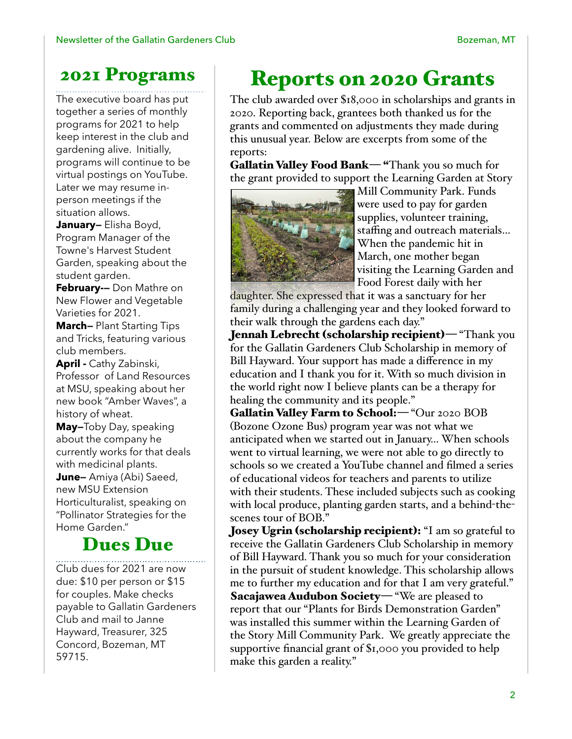## 2021 Programs

The executive board has put together a series of monthly programs for 2021 to help keep interest in the club and gardening alive. Initially, programs will continue to be virtual postings on YouTube. Later we may resume in-person meetings if the situation allows.

**January–** Elisha Boyd, Program Manager of the Towne's Harvest Student Garden, speaking about the student garden.

**February-–** Don Mathre on New Flower and Vegetable Varieties for 2021.

**March–** Plant Starting Tips and Tricks, featuring various club members.

**April -** Cathy Zabinski, Professor of Land Resources at MSU, speaking about her new book "Amber Waves", a history of wheat.

**May–**Toby Day, speaking about the company he currently works for that deals with medicinal plants.

**June–** Amiya (Abi) Saeed, new MSU Extension Horticulturalist, speaking on "Pollinator Strategies for the Home Garden."

## Dues Due

Club dues for 2021 are now due: $10 per person or $15 for couples. Make checks payable to Gallatin Gardeners Club and mail to Janne Hayward, Treasurer, 325 Concord, Bozeman, MT 59715.

# Reports on 2020 Grants

The club awarded over $18,000 in scholarships and grants in 2020. Reporting back, grantees both thanked us for the grants and commented on adjustments they made during this unusual year. Below are excerpts from some of the reports:

**Gallatin Valley Food Bank— "**Thank you so much for the grant provided to support the Learning Garden at Story Mill Community Park. Funds were used to pay for garden supplies, volunteer training, staffing and outreach materials… When the pandemic hit in March, one mother began visiting the Learning Garden and Food Forest daily with her daughter. She expressed that it was a sanctuary for her family during a challenging year and they looked forward to their walk through the gardens each day."

**Jennah Lebrecht (scholarship recipient)—** "Thank you for the Gallatin Gardeners Club Scholarship in memory of Bill Hayward. Your support has made a difference in my education and I thank you for it. With so much division in the world right now I believe plants can be a therapy for healing the community and its people."

**Gallatin Valley Farm to School:—** "Our 2020 BOB (Bozone Ozone Bus) program year was not what we anticipated when we started out in January… When schools went to virtual learning, we were not able to go directly to schools so we created a YouTube channel and filmed a series of educational videos for teachers and parents to utilize with their students. These included subjects such as cooking with local produce, planting garden starts, and a behind-the-scenes tour of BOB."

**Josey Ugrin (scholarship recipient):** "I am so grateful to receive the Gallatin Gardeners Club Scholarship in memory of Bill Hayward. Thank you so much for your consideration in the pursuit of student knowledge. This scholarship allows me to further my education and for that I am very grateful."

**Sacajawea Audubon Society—** "We are pleased to report that our "Plants for Birds Demonstration Garden" was installed this summer within the Learning Garden of the Story Mill Community Park. We greatly appreciate the supportive financial grant of $1,000 you provided to help make this garden a reality."